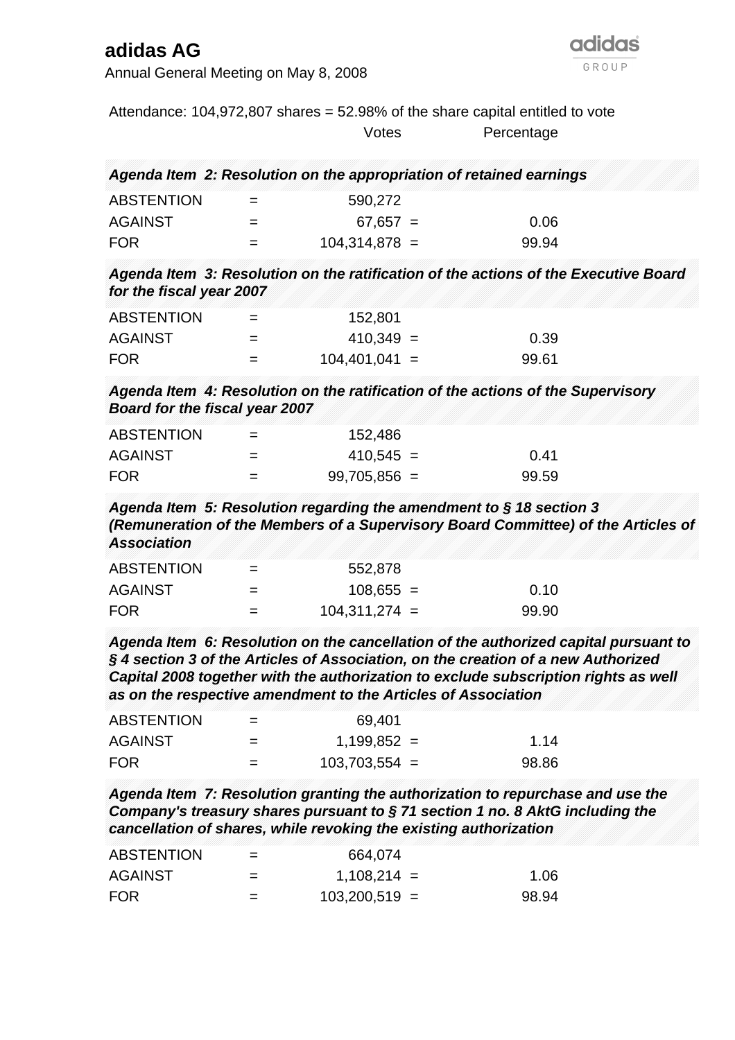# adidas AG

Annual General Meeting on May 8, 2008

Attendance: 104,972,807 shares = 52.98% of the share capital entitled to vote

| | | Votes | | Percentage |
|---|---|---|---|---|
| ***Agenda Item 2: Resolution on the appropriation of retained earnings*** | | | | |
| ABSTENTION | = | 590,272 | | |
| AGAINST | = | 67,657 | = | 0.06 |
| FOR | = | 104,314,878 | = | 99.94 |
| ***Agenda Item 3: Resolution on the ratification of the actions of the Executive Board for the fiscal year 2007*** | | | | |
| ABSTENTION | = | 152,801 | | |
| AGAINST | = | 410,349 | = | 0.39 |
| FOR | = | 104,401,041 | = | 99.61 |
| ***Agenda Item 4: Resolution on the ratification of the actions of the Supervisory Board for the fiscal year 2007*** | | | | |
| ABSTENTION | = | 152,486 | | |
| AGAINST | = | 410,545 | = | 0.41 |
| FOR | = | 99,705,856 | = | 99.59 |
| ***Agenda Item 5: Resolution regarding the amendment to § 18 section 3 (Remuneration of the Members of a Supervisory Board Committee) of the Articles of Association*** | | | | |
| ABSTENTION | = | 552,878 | | |
| AGAINST | = | 108,655 | = | 0.10 |
| FOR | = | 104,311,274 | = | 99.90 |
| ***Agenda Item 6: Resolution on the cancellation of the authorized capital pursuant to § 4 section 3 of the Articles of Association, on the creation of a new Authorized Capital 2008 together with the authorization to exclude subscription rights as well as on the respective amendment to the Articles of Association*** | | | | |
| ABSTENTION | = | 69,401 | | |
| AGAINST | = | 1,199,852 | = | 1.14 |
| FOR | = | 103,703,554 | = | 98.86 |
| ***Agenda Item 7: Resolution granting the authorization to repurchase and use the Company's treasury shares pursuant to § 71 section 1 no. 8 AktG including the cancellation of shares, while revoking the existing authorization*** | | | | |
| ABSTENTION | = | 664,074 | | |
| AGAINST | = | 1,108,214 | = | 1.06 |
| FOR | = | 103,200,519 | = | 98.94 |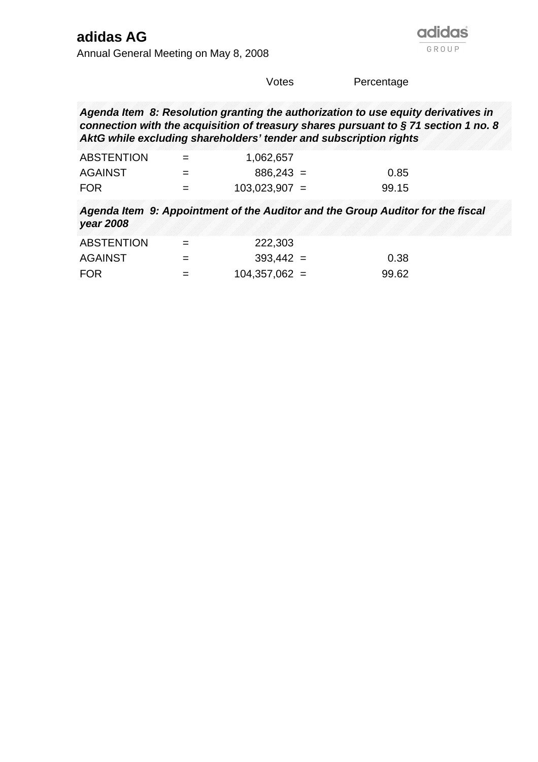# adidas AG

Annual General Meeting on May 8, 2008

| | | Votes | | Percentage |
| --- | --- | --- | --- | --- |
| ***Agenda Item 8: Resolution granting the authorization to use equity derivatives in connection with the acquisition of treasury shares pursuant to § 71 section 1 no. 8 AktG while excluding shareholders' tender and subscription rights*** | | | | |
| ABSTENTION | = | 1,062,657 | | |
| AGAINST | = | 886,243 | = | 0.85 |
| FOR | = | 103,023,907 | = | 99.15 |
| ***Agenda Item 9: Appointment of the Auditor and the Group Auditor for the fiscal year 2008*** | | | | |
| ABSTENTION | = | 222,303 | | |
| AGAINST | = | 393,442 | = | 0.38 |
| FOR | = | 104,357,062 | = | 99.62 |